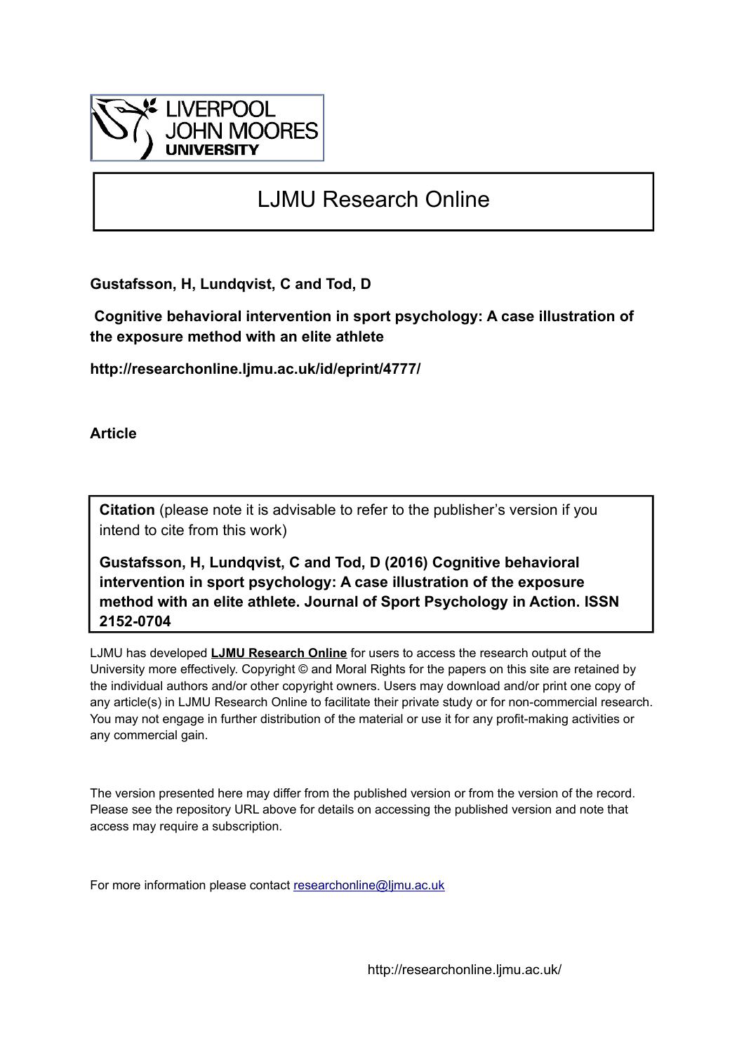LIVERPOOL JOHN MOORES UNIVERSITY

# LJMU Research Online

**Gustafsson, H, Lundqvist, C and Tod, D**

**Cognitive behavioral intervention in sport psychology: A case illustration of the exposure method with an elite athlete**

**http://researchonline.ljmu.ac.uk/id/eprint/4777/**

**Article**

**Citation** (please note it is advisable to refer to the publisher's version if you intend to cite from this work)

**Gustafsson, H, Lundqvist, C and Tod, D (2016) Cognitive behavioral intervention in sport psychology: A case illustration of the exposure method with an elite athlete. Journal of Sport Psychology in Action. ISSN 2152-0704**

LJMU has developed **LJMU Research Online** for users to access the research output of the University more effectively. Copyright © and Moral Rights for the papers on this site are retained by the individual authors and/or other copyright owners. Users may download and/or print one copy of any article(s) in LJMU Research Online to facilitate their private study or for non-commercial research. You may not engage in further distribution of the material or use it for any profit-making activities or any commercial gain.

The version presented here may differ from the published version or from the version of the record. Please see the repository URL above for details on accessing the published version and note that access may require a subscription.

For more information please contact researchonline@ljmu.ac.uk

http://researchonline.ljmu.ac.uk/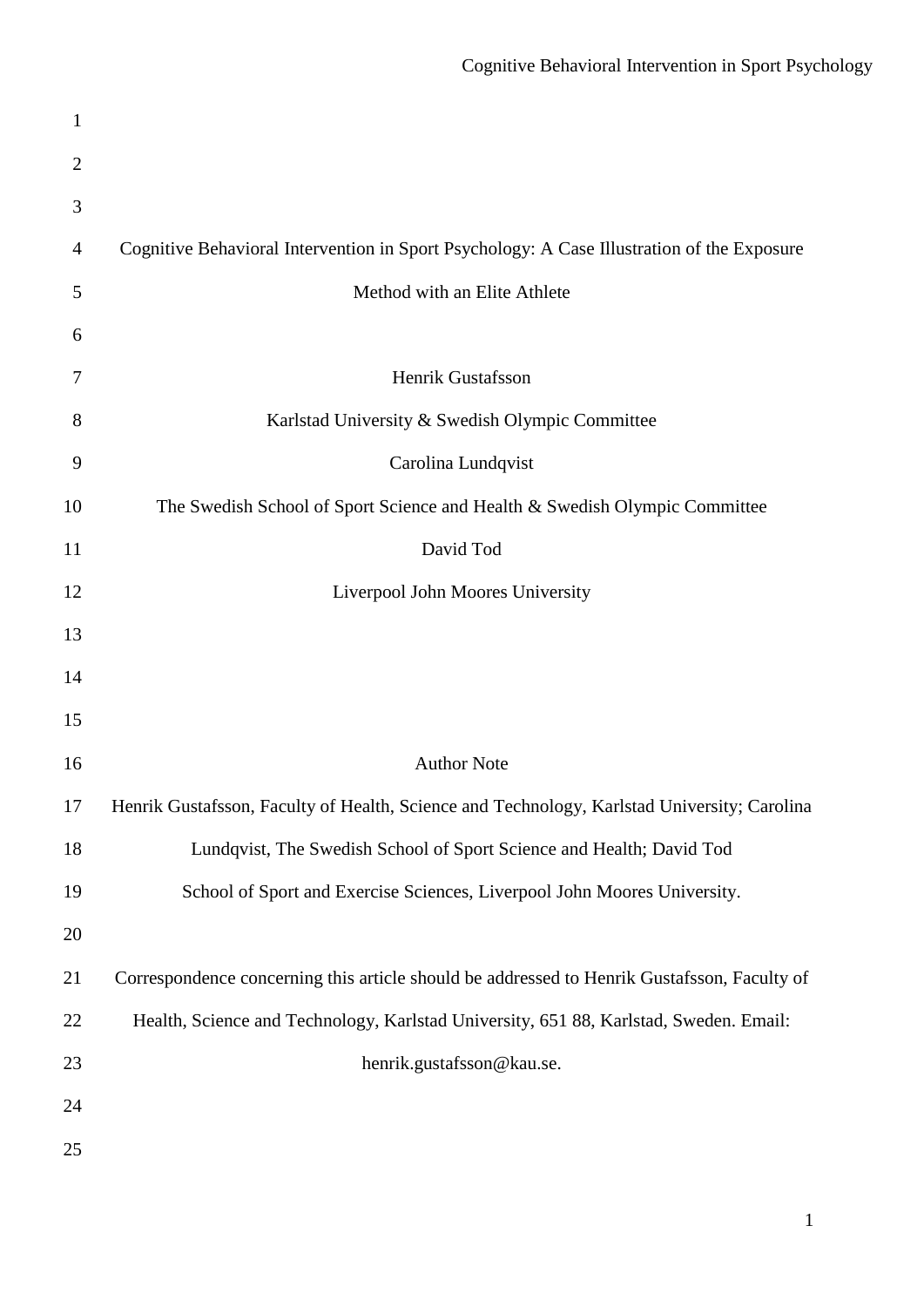# Cognitive Behavioral Intervention in Sport Psychology: A Case Illustration of the Exposure Method with an Elite Athlete

Henrik Gustafsson

Karlstad University & Swedish Olympic Committee

Carolina Lundqvist

The Swedish School of Sport Science and Health & Swedish Olympic Committee

David Tod

Liverpool John Moores University

## Author Note

Henrik Gustafsson, Faculty of Health, Science and Technology, Karlstad University; Carolina Lundqvist, The Swedish School of Sport Science and Health; David Tod School of Sport and Exercise Sciences, Liverpool John Moores University.

Correspondence concerning this article should be addressed to Henrik Gustafsson, Faculty of Health, Science and Technology, Karlstad University, 651 88, Karlstad, Sweden. Email: henrik.gustafsson@kau.se.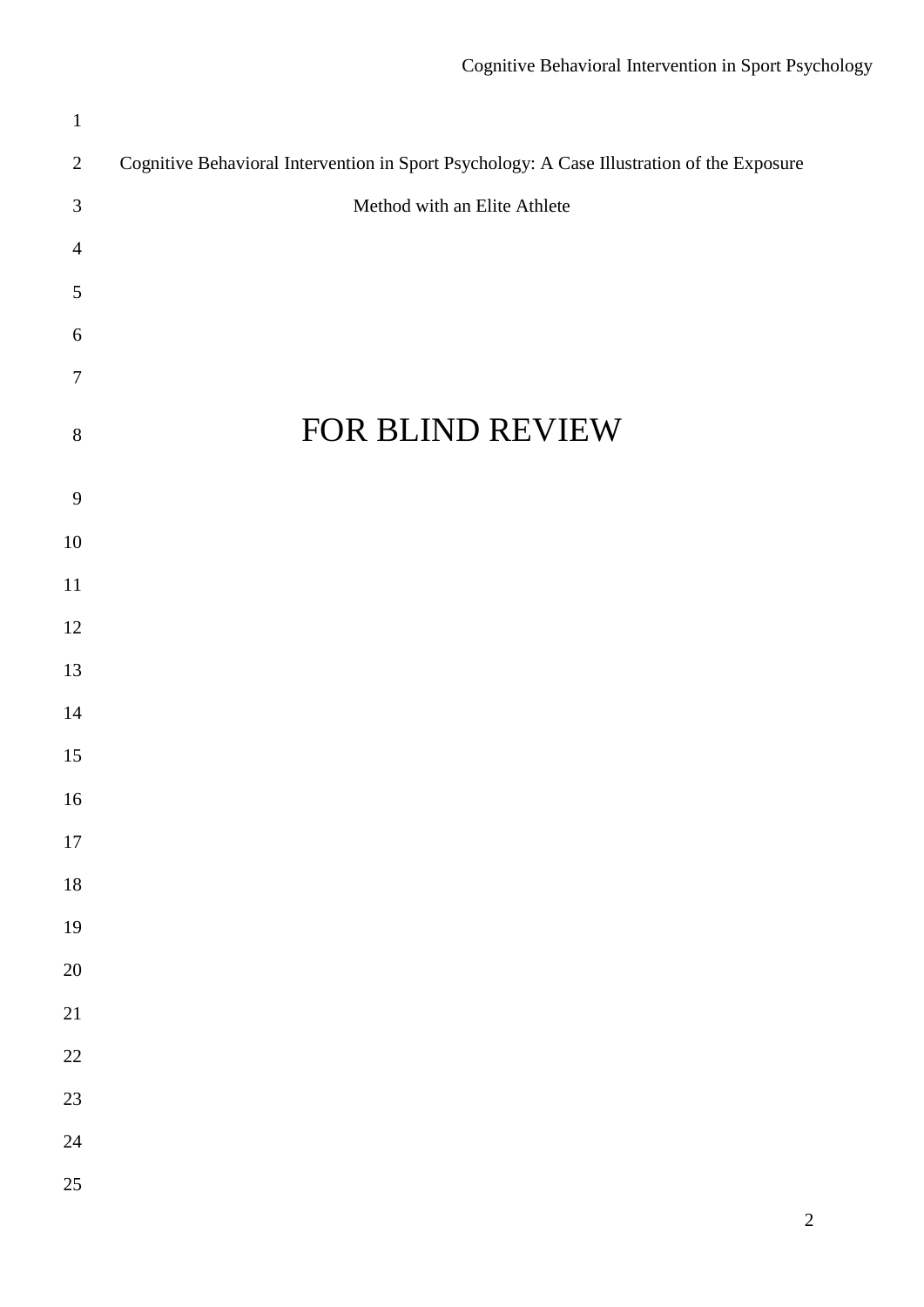Cognitive Behavioral Intervention in Sport Psychology: A Case Illustration of the Exposure Method with an Elite Athlete

FOR BLIND REVIEW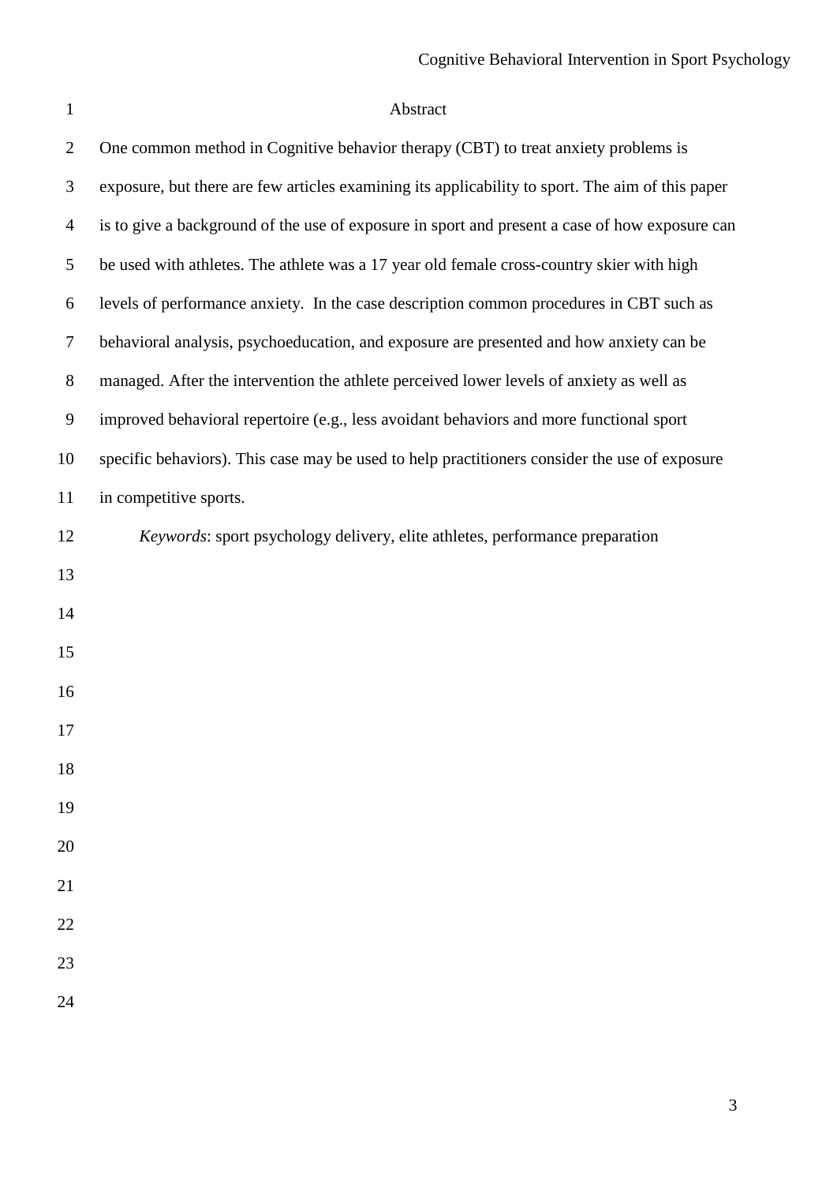# Abstract

One common method in Cognitive behavior therapy (CBT) to treat anxiety problems is exposure, but there are few articles examining its applicability to sport. The aim of this paper is to give a background of the use of exposure in sport and present a case of how exposure can be used with athletes. The athlete was a 17 year old female cross-country skier with high levels of performance anxiety. In the case description common procedures in CBT such as behavioral analysis, psychoeducation, and exposure are presented and how anxiety can be managed. After the intervention the athlete perceived lower levels of anxiety as well as improved behavioral repertoire (e.g., less avoidant behaviors and more functional sport specific behaviors). This case may be used to help practitioners consider the use of exposure in competitive sports.

*Keywords*: sport psychology delivery, elite athletes, performance preparation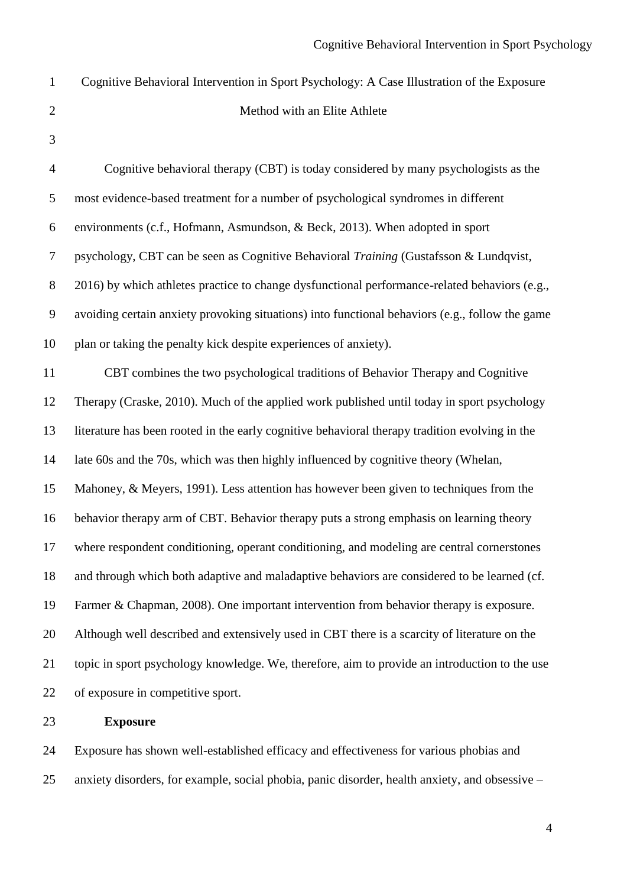# Cognitive Behavioral Intervention in Sport Psychology: A Case Illustration of the Exposure Method with an Elite Athlete

Cognitive behavioral therapy (CBT) is today considered by many psychologists as the most evidence-based treatment for a number of psychological syndromes in different environments (c.f., Hofmann, Asmundson, & Beck, 2013). When adopted in sport psychology, CBT can be seen as Cognitive Behavioral *Training* (Gustafsson & Lundqvist, 2016) by which athletes practice to change dysfunctional performance-related behaviors (e.g., avoiding certain anxiety provoking situations) into functional behaviors (e.g., follow the game plan or taking the penalty kick despite experiences of anxiety).

CBT combines the two psychological traditions of Behavior Therapy and Cognitive Therapy (Craske, 2010). Much of the applied work published until today in sport psychology literature has been rooted in the early cognitive behavioral therapy tradition evolving in the late 60s and the 70s, which was then highly influenced by cognitive theory (Whelan, Mahoney, & Meyers, 1991). Less attention has however been given to techniques from the behavior therapy arm of CBT. Behavior therapy puts a strong emphasis on learning theory where respondent conditioning, operant conditioning, and modeling are central cornerstones and through which both adaptive and maladaptive behaviors are considered to be learned (cf. Farmer & Chapman, 2008). One important intervention from behavior therapy is exposure. Although well described and extensively used in CBT there is a scarcity of literature on the topic in sport psychology knowledge. We, therefore, aim to provide an introduction to the use of exposure in competitive sport.

## Exposure

Exposure has shown well-established efficacy and effectiveness for various phobias and anxiety disorders, for example, social phobia, panic disorder, health anxiety, and obsessive –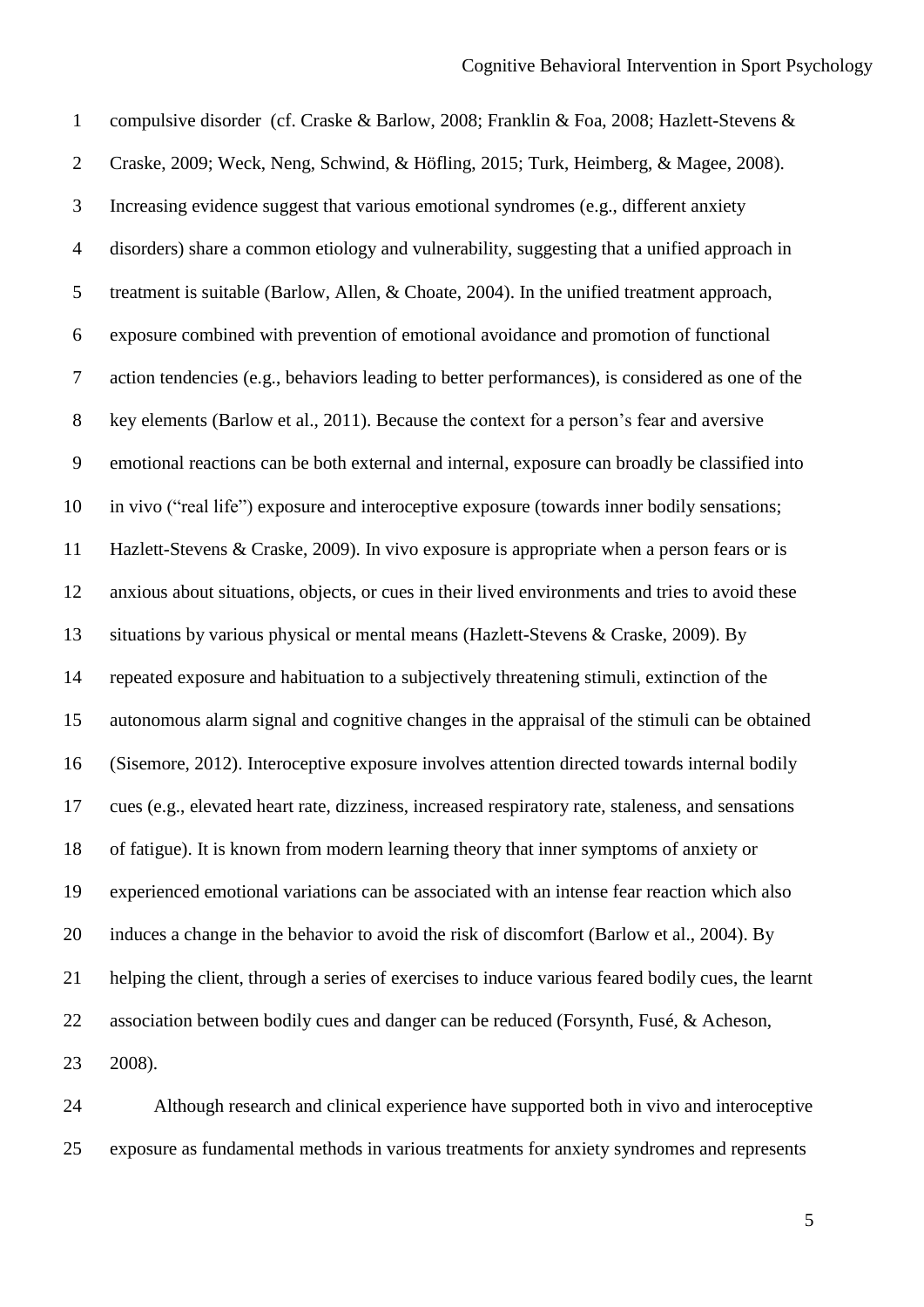compulsive disorder (cf. Craske & Barlow, 2008; Franklin & Foa, 2008; Hazlett-Stevens & Craske, 2009; Weck, Neng, Schwind, & Höfling, 2015; Turk, Heimberg, & Magee, 2008). Increasing evidence suggest that various emotional syndromes (e.g., different anxiety disorders) share a common etiology and vulnerability, suggesting that a unified approach in treatment is suitable (Barlow, Allen, & Choate, 2004). In the unified treatment approach, exposure combined with prevention of emotional avoidance and promotion of functional action tendencies (e.g., behaviors leading to better performances), is considered as one of the key elements (Barlow et al., 2011). Because the context for a person's fear and aversive emotional reactions can be both external and internal, exposure can broadly be classified into in vivo ("real life") exposure and interoceptive exposure (towards inner bodily sensations; Hazlett-Stevens & Craske, 2009). In vivo exposure is appropriate when a person fears or is anxious about situations, objects, or cues in their lived environments and tries to avoid these situations by various physical or mental means (Hazlett-Stevens & Craske, 2009). By repeated exposure and habituation to a subjectively threatening stimuli, extinction of the autonomous alarm signal and cognitive changes in the appraisal of the stimuli can be obtained (Sisemore, 2012). Interoceptive exposure involves attention directed towards internal bodily cues (e.g., elevated heart rate, dizziness, increased respiratory rate, staleness, and sensations of fatigue). It is known from modern learning theory that inner symptoms of anxiety or experienced emotional variations can be associated with an intense fear reaction which also induces a change in the behavior to avoid the risk of discomfort (Barlow et al., 2004). By helping the client, through a series of exercises to induce various feared bodily cues, the learnt association between bodily cues and danger can be reduced (Forsynth, Fusé, & Acheson, 2008).

Although research and clinical experience have supported both in vivo and interoceptive exposure as fundamental methods in various treatments for anxiety syndromes and represents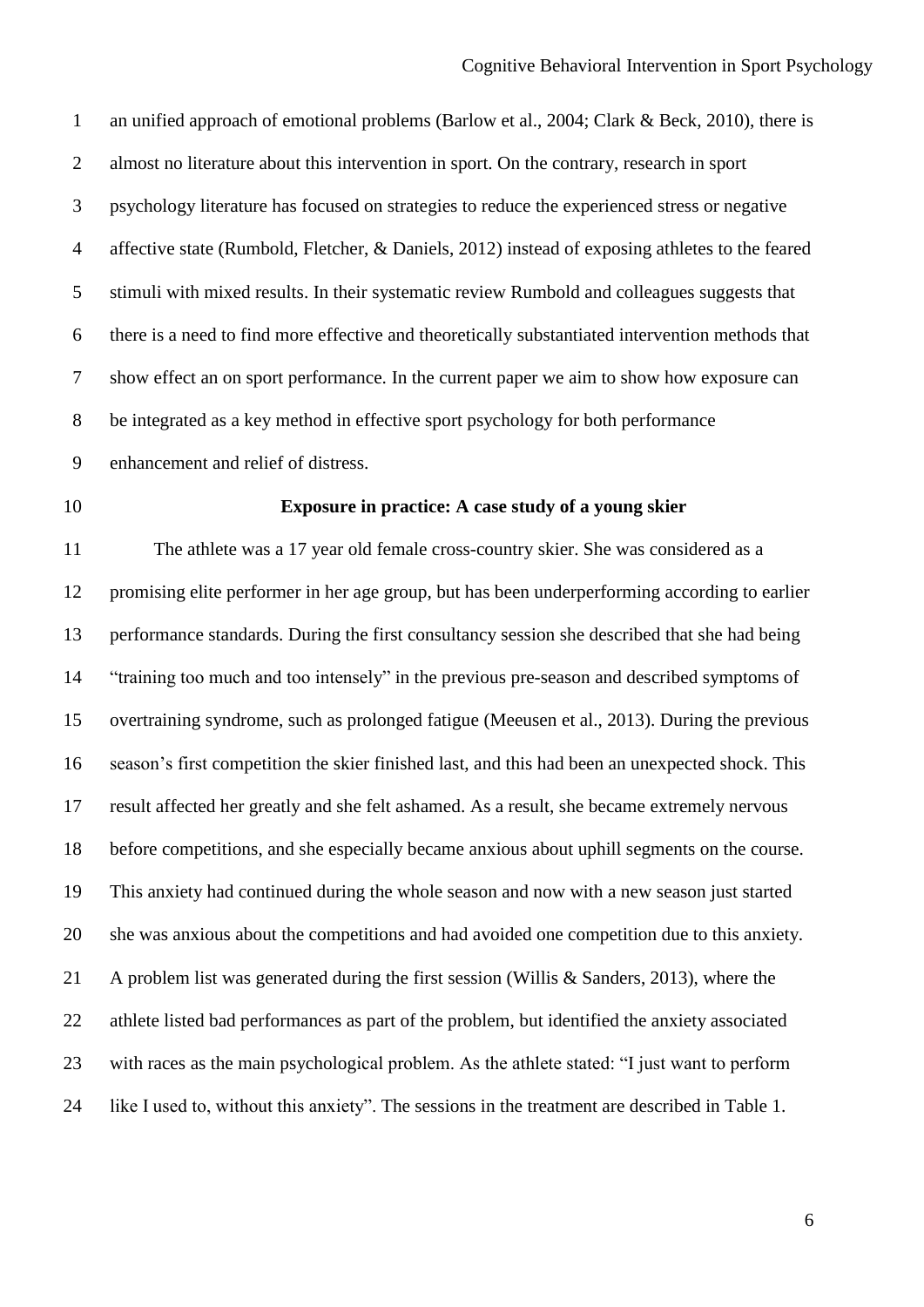an unified approach of emotional problems (Barlow et al., 2004; Clark & Beck, 2010), there is almost no literature about this intervention in sport. On the contrary, research in sport psychology literature has focused on strategies to reduce the experienced stress or negative affective state (Rumbold, Fletcher, & Daniels, 2012) instead of exposing athletes to the feared stimuli with mixed results. In their systematic review Rumbold and colleagues suggests that there is a need to find more effective and theoretically substantiated intervention methods that show effect an on sport performance. In the current paper we aim to show how exposure can be integrated as a key method in effective sport psychology for both performance enhancement and relief of distress.

## Exposure in practice: A case study of a young skier

The athlete was a 17 year old female cross-country skier. She was considered as a promising elite performer in her age group, but has been underperforming according to earlier performance standards. During the first consultancy session she described that she had being "training too much and too intensely" in the previous pre-season and described symptoms of overtraining syndrome, such as prolonged fatigue (Meeusen et al., 2013). During the previous season's first competition the skier finished last, and this had been an unexpected shock. This result affected her greatly and she felt ashamed. As a result, she became extremely nervous before competitions, and she especially became anxious about uphill segments on the course. This anxiety had continued during the whole season and now with a new season just started she was anxious about the competitions and had avoided one competition due to this anxiety. A problem list was generated during the first session (Willis & Sanders, 2013), where the athlete listed bad performances as part of the problem, but identified the anxiety associated with races as the main psychological problem. As the athlete stated: "I just want to perform like I used to, without this anxiety". The sessions in the treatment are described in Table 1.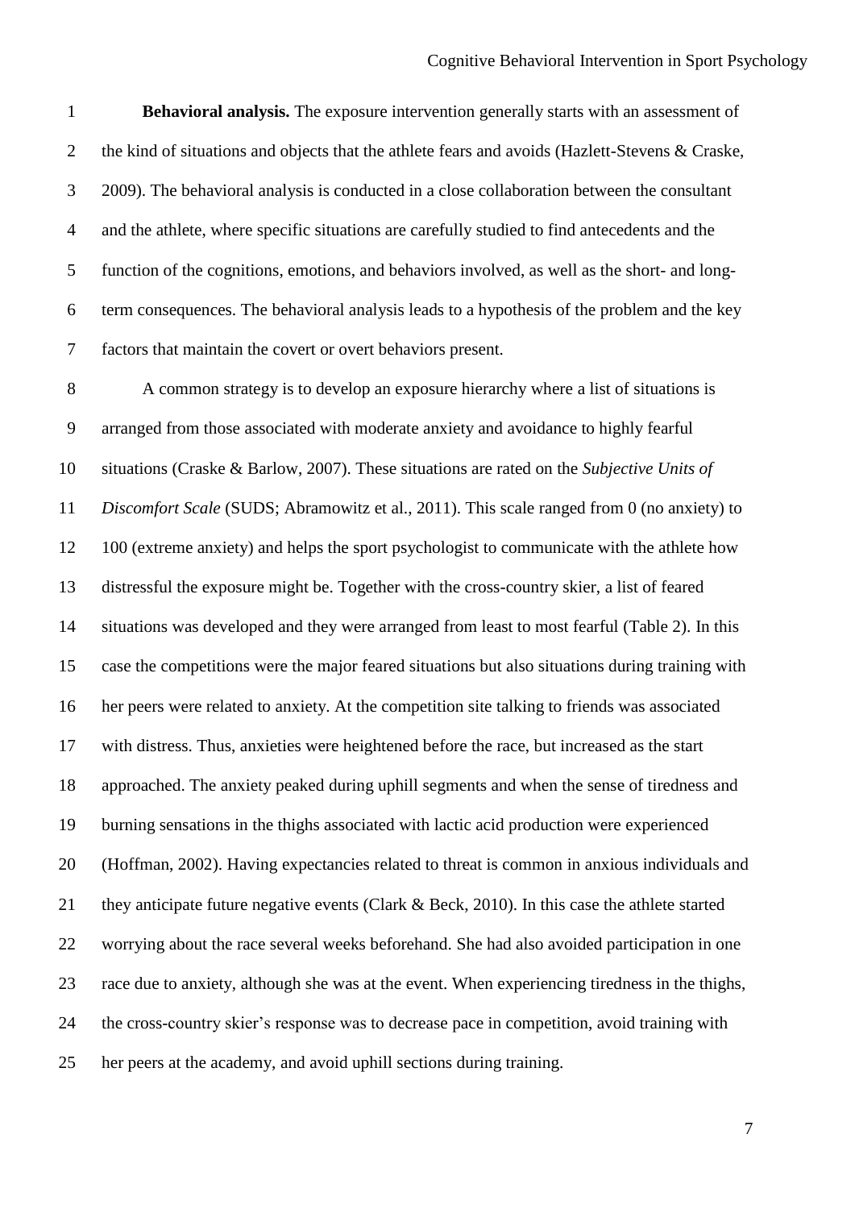**Behavioral analysis.** The exposure intervention generally starts with an assessment of the kind of situations and objects that the athlete fears and avoids (Hazlett-Stevens & Craske, 2009). The behavioral analysis is conducted in a close collaboration between the consultant and the athlete, where specific situations are carefully studied to find antecedents and the function of the cognitions, emotions, and behaviors involved, as well as the short- and long-term consequences. The behavioral analysis leads to a hypothesis of the problem and the key factors that maintain the covert or overt behaviors present.

A common strategy is to develop an exposure hierarchy where a list of situations is arranged from those associated with moderate anxiety and avoidance to highly fearful situations (Craske & Barlow, 2007). These situations are rated on the *Subjective Units of Discomfort Scale* (SUDS; Abramowitz et al., 2011). This scale ranged from 0 (no anxiety) to 100 (extreme anxiety) and helps the sport psychologist to communicate with the athlete how distressful the exposure might be. Together with the cross-country skier, a list of feared situations was developed and they were arranged from least to most fearful (Table 2). In this case the competitions were the major feared situations but also situations during training with her peers were related to anxiety. At the competition site talking to friends was associated with distress. Thus, anxieties were heightened before the race, but increased as the start approached. The anxiety peaked during uphill segments and when the sense of tiredness and burning sensations in the thighs associated with lactic acid production were experienced (Hoffman, 2002). Having expectancies related to threat is common in anxious individuals and they anticipate future negative events (Clark & Beck, 2010). In this case the athlete started worrying about the race several weeks beforehand. She had also avoided participation in one race due to anxiety, although she was at the event. When experiencing tiredness in the thighs, the cross-country skier's response was to decrease pace in competition, avoid training with her peers at the academy, and avoid uphill sections during training.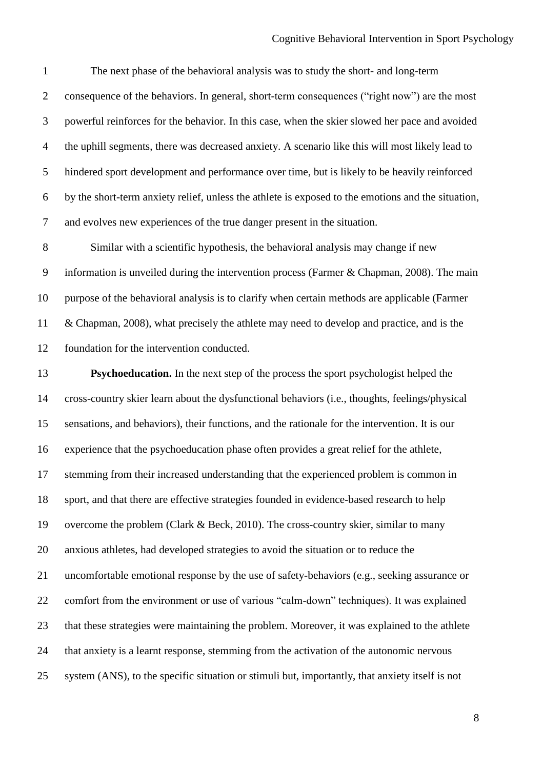The next phase of the behavioral analysis was to study the short- and long-term consequence of the behaviors. In general, short-term consequences ("right now") are the most powerful reinforces for the behavior. In this case, when the skier slowed her pace and avoided the uphill segments, there was decreased anxiety. A scenario like this will most likely lead to hindered sport development and performance over time, but is likely to be heavily reinforced by the short-term anxiety relief, unless the athlete is exposed to the emotions and the situation, and evolves new experiences of the true danger present in the situation.

Similar with a scientific hypothesis, the behavioral analysis may change if new information is unveiled during the intervention process (Farmer & Chapman, 2008). The main purpose of the behavioral analysis is to clarify when certain methods are applicable (Farmer & Chapman, 2008), what precisely the athlete may need to develop and practice, and is the foundation for the intervention conducted.

**Psychoeducation.** In the next step of the process the sport psychologist helped the cross-country skier learn about the dysfunctional behaviors (i.e., thoughts, feelings/physical sensations, and behaviors), their functions, and the rationale for the intervention. It is our experience that the psychoeducation phase often provides a great relief for the athlete, stemming from their increased understanding that the experienced problem is common in sport, and that there are effective strategies founded in evidence-based research to help overcome the problem (Clark & Beck, 2010). The cross-country skier, similar to many anxious athletes, had developed strategies to avoid the situation or to reduce the uncomfortable emotional response by the use of safety-behaviors (e.g., seeking assurance or comfort from the environment or use of various "calm-down" techniques). It was explained that these strategies were maintaining the problem. Moreover, it was explained to the athlete that anxiety is a learnt response, stemming from the activation of the autonomic nervous system (ANS), to the specific situation or stimuli but, importantly, that anxiety itself is not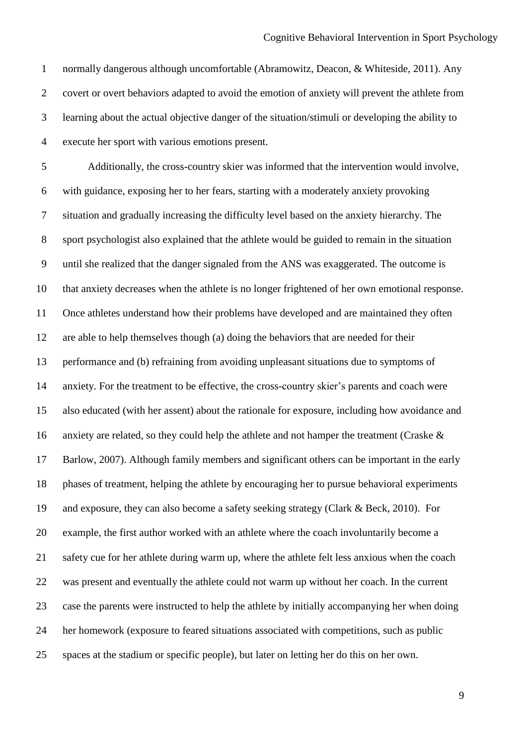normally dangerous although uncomfortable (Abramowitz, Deacon, & Whiteside, 2011). Any covert or overt behaviors adapted to avoid the emotion of anxiety will prevent the athlete from learning about the actual objective danger of the situation/stimuli or developing the ability to execute her sport with various emotions present.

Additionally, the cross-country skier was informed that the intervention would involve, with guidance, exposing her to her fears, starting with a moderately anxiety provoking situation and gradually increasing the difficulty level based on the anxiety hierarchy. The sport psychologist also explained that the athlete would be guided to remain in the situation until she realized that the danger signaled from the ANS was exaggerated. The outcome is that anxiety decreases when the athlete is no longer frightened of her own emotional response. Once athletes understand how their problems have developed and are maintained they often are able to help themselves though (a) doing the behaviors that are needed for their performance and (b) refraining from avoiding unpleasant situations due to symptoms of anxiety. For the treatment to be effective, the cross-country skier's parents and coach were also educated (with her assent) about the rationale for exposure, including how avoidance and anxiety are related, so they could help the athlete and not hamper the treatment (Craske & Barlow, 2007). Although family members and significant others can be important in the early phases of treatment, helping the athlete by encouraging her to pursue behavioral experiments and exposure, they can also become a safety seeking strategy (Clark & Beck, 2010). For example, the first author worked with an athlete where the coach involuntarily become a safety cue for her athlete during warm up, where the athlete felt less anxious when the coach was present and eventually the athlete could not warm up without her coach. In the current case the parents were instructed to help the athlete by initially accompanying her when doing her homework (exposure to feared situations associated with competitions, such as public spaces at the stadium or specific people), but later on letting her do this on her own.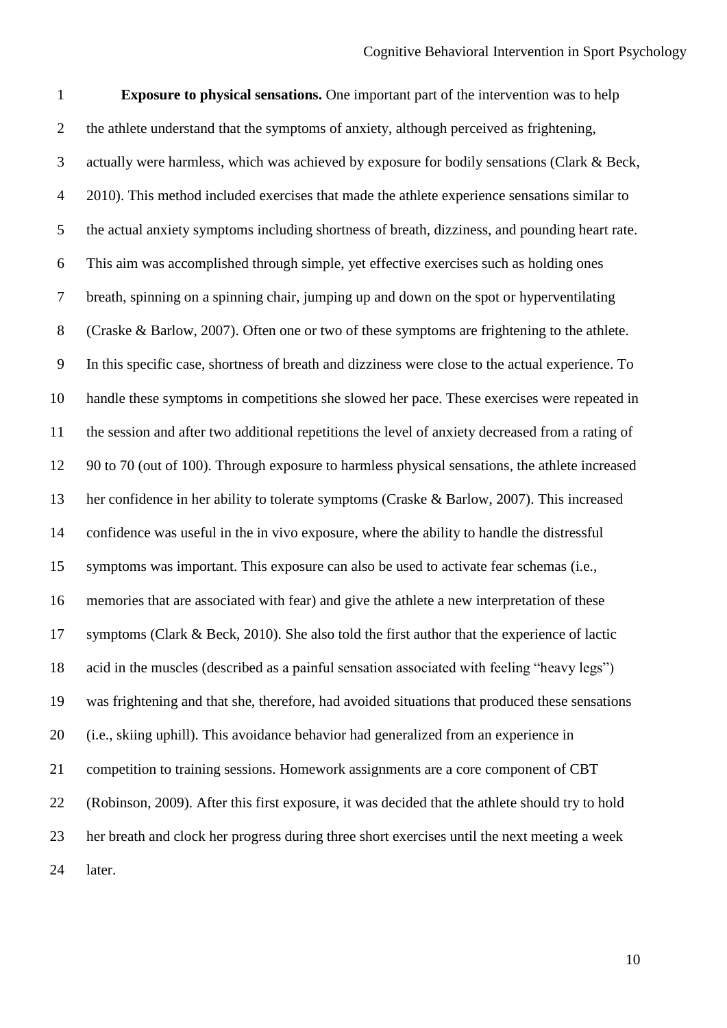**Exposure to physical sensations.** One important part of the intervention was to help the athlete understand that the symptoms of anxiety, although perceived as frightening, actually were harmless, which was achieved by exposure for bodily sensations (Clark & Beck, 2010). This method included exercises that made the athlete experience sensations similar to the actual anxiety symptoms including shortness of breath, dizziness, and pounding heart rate. This aim was accomplished through simple, yet effective exercises such as holding ones breath, spinning on a spinning chair, jumping up and down on the spot or hyperventilating (Craske & Barlow, 2007). Often one or two of these symptoms are frightening to the athlete. In this specific case, shortness of breath and dizziness were close to the actual experience. To handle these symptoms in competitions she slowed her pace. These exercises were repeated in the session and after two additional repetitions the level of anxiety decreased from a rating of 90 to 70 (out of 100). Through exposure to harmless physical sensations, the athlete increased her confidence in her ability to tolerate symptoms (Craske & Barlow, 2007). This increased confidence was useful in the in vivo exposure, where the ability to handle the distressful symptoms was important. This exposure can also be used to activate fear schemas (i.e., memories that are associated with fear) and give the athlete a new interpretation of these symptoms (Clark & Beck, 2010). She also told the first author that the experience of lactic acid in the muscles (described as a painful sensation associated with feeling "heavy legs") was frightening and that she, therefore, had avoided situations that produced these sensations (i.e., skiing uphill). This avoidance behavior had generalized from an experience in competition to training sessions. Homework assignments are a core component of CBT (Robinson, 2009). After this first exposure, it was decided that the athlete should try to hold her breath and clock her progress during three short exercises until the next meeting a week later.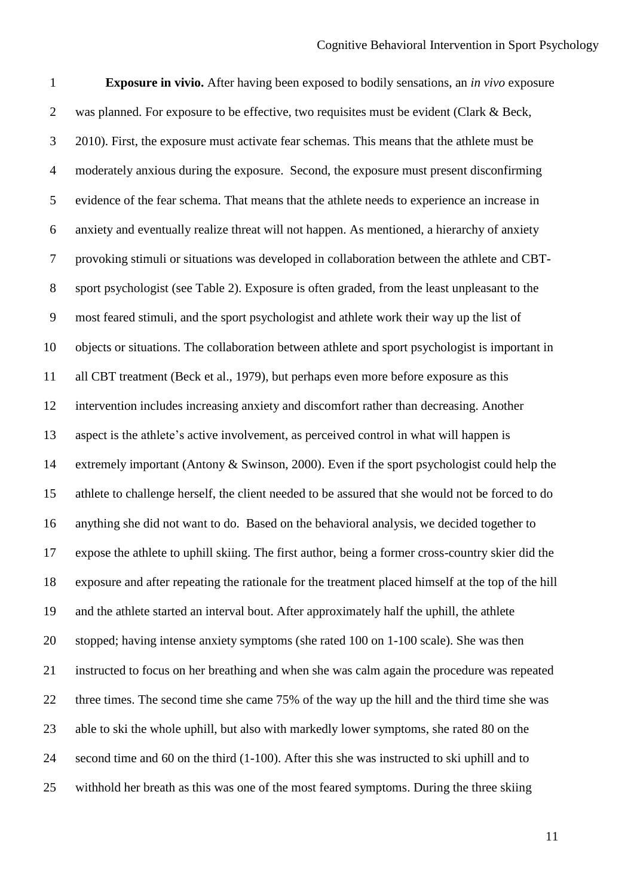**Exposure in vivio.** After having been exposed to bodily sensations, an *in vivo* exposure was planned. For exposure to be effective, two requisites must be evident (Clark & Beck, 2010). First, the exposure must activate fear schemas. This means that the athlete must be moderately anxious during the exposure. Second, the exposure must present disconfirming evidence of the fear schema. That means that the athlete needs to experience an increase in anxiety and eventually realize threat will not happen. As mentioned, a hierarchy of anxiety provoking stimuli or situations was developed in collaboration between the athlete and CBT-sport psychologist (see Table 2). Exposure is often graded, from the least unpleasant to the most feared stimuli, and the sport psychologist and athlete work their way up the list of objects or situations. The collaboration between athlete and sport psychologist is important in all CBT treatment (Beck et al., 1979), but perhaps even more before exposure as this intervention includes increasing anxiety and discomfort rather than decreasing. Another aspect is the athlete's active involvement, as perceived control in what will happen is extremely important (Antony & Swinson, 2000). Even if the sport psychologist could help the athlete to challenge herself, the client needed to be assured that she would not be forced to do anything she did not want to do. Based on the behavioral analysis, we decided together to expose the athlete to uphill skiing. The first author, being a former cross-country skier did the exposure and after repeating the rationale for the treatment placed himself at the top of the hill and the athlete started an interval bout. After approximately half the uphill, the athlete stopped; having intense anxiety symptoms (she rated 100 on 1-100 scale). She was then instructed to focus on her breathing and when she was calm again the procedure was repeated three times. The second time she came 75% of the way up the hill and the third time she was able to ski the whole uphill, but also with markedly lower symptoms, she rated 80 on the second time and 60 on the third (1-100). After this she was instructed to ski uphill and to withhold her breath as this was one of the most feared symptoms. During the three skiing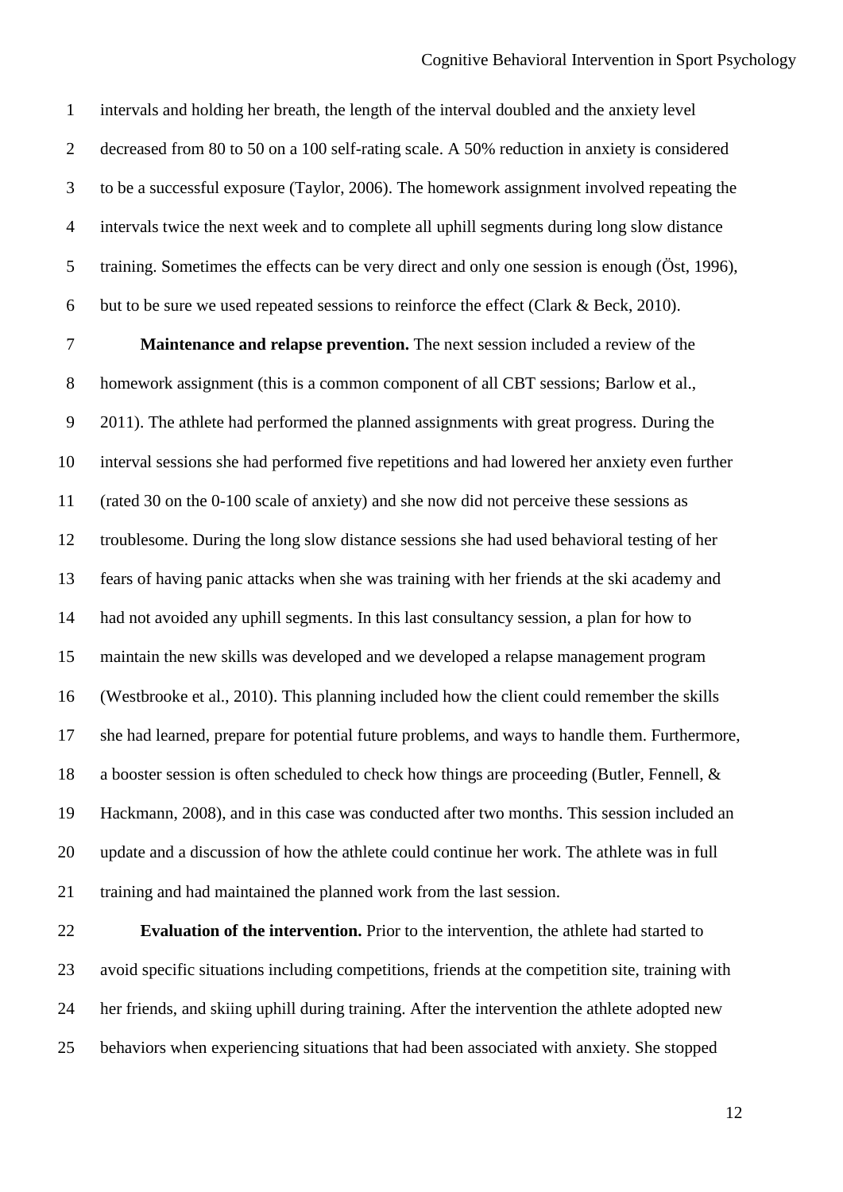intervals and holding her breath, the length of the interval doubled and the anxiety level decreased from 80 to 50 on a 100 self-rating scale. A 50% reduction in anxiety is considered to be a successful exposure (Taylor, 2006). The homework assignment involved repeating the intervals twice the next week and to complete all uphill segments during long slow distance training. Sometimes the effects can be very direct and only one session is enough (Öst, 1996), but to be sure we used repeated sessions to reinforce the effect (Clark & Beck, 2010).

**Maintenance and relapse prevention.** The next session included a review of the homework assignment (this is a common component of all CBT sessions; Barlow et al., 2011). The athlete had performed the planned assignments with great progress. During the interval sessions she had performed five repetitions and had lowered her anxiety even further (rated 30 on the 0-100 scale of anxiety) and she now did not perceive these sessions as troublesome. During the long slow distance sessions she had used behavioral testing of her fears of having panic attacks when she was training with her friends at the ski academy and had not avoided any uphill segments. In this last consultancy session, a plan for how to maintain the new skills was developed and we developed a relapse management program (Westbrooke et al., 2010). This planning included how the client could remember the skills she had learned, prepare for potential future problems, and ways to handle them. Furthermore, a booster session is often scheduled to check how things are proceeding (Butler, Fennell, & Hackmann, 2008), and in this case was conducted after two months. This session included an update and a discussion of how the athlete could continue her work. The athlete was in full training and had maintained the planned work from the last session.

**Evaluation of the intervention.** Prior to the intervention, the athlete had started to avoid specific situations including competitions, friends at the competition site, training with her friends, and skiing uphill during training. After the intervention the athlete adopted new behaviors when experiencing situations that had been associated with anxiety. She stopped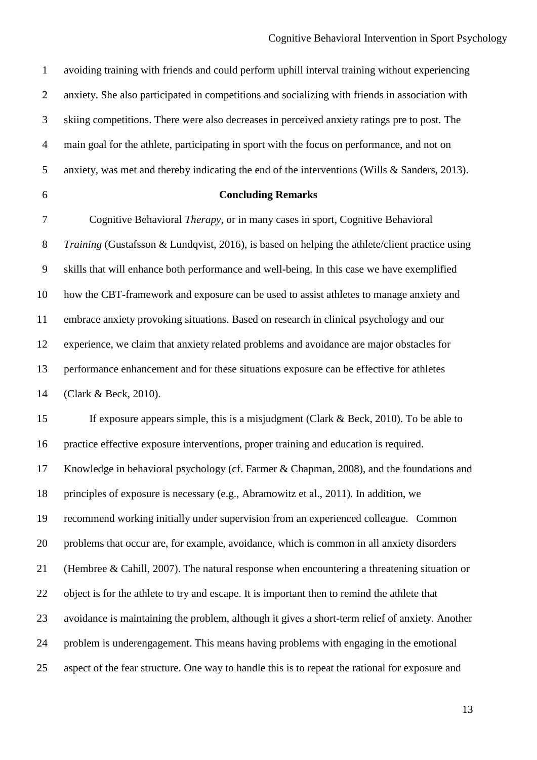avoiding training with friends and could perform uphill interval training without experiencing anxiety. She also participated in competitions and socializing with friends in association with skiing competitions. There were also decreases in perceived anxiety ratings pre to post. The main goal for the athlete, participating in sport with the focus on performance, and not on anxiety, was met and thereby indicating the end of the interventions (Wills & Sanders, 2013).

## Concluding Remarks

Cognitive Behavioral *Therapy,* or in many cases in sport, Cognitive Behavioral *Training* (Gustafsson & Lundqvist, 2016), is based on helping the athlete/client practice using skills that will enhance both performance and well-being. In this case we have exemplified how the CBT-framework and exposure can be used to assist athletes to manage anxiety and embrace anxiety provoking situations. Based on research in clinical psychology and our experience, we claim that anxiety related problems and avoidance are major obstacles for performance enhancement and for these situations exposure can be effective for athletes (Clark & Beck, 2010).

If exposure appears simple, this is a misjudgment (Clark & Beck, 2010). To be able to practice effective exposure interventions, proper training and education is required. Knowledge in behavioral psychology (cf. Farmer & Chapman, 2008), and the foundations and principles of exposure is necessary (e.g., Abramowitz et al., 2011). In addition, we recommend working initially under supervision from an experienced colleague. Common problems that occur are, for example, avoidance, which is common in all anxiety disorders (Hembree & Cahill, 2007). The natural response when encountering a threatening situation or object is for the athlete to try and escape. It is important then to remind the athlete that avoidance is maintaining the problem, although it gives a short-term relief of anxiety. Another problem is underengagement. This means having problems with engaging in the emotional aspect of the fear structure. One way to handle this is to repeat the rational for exposure and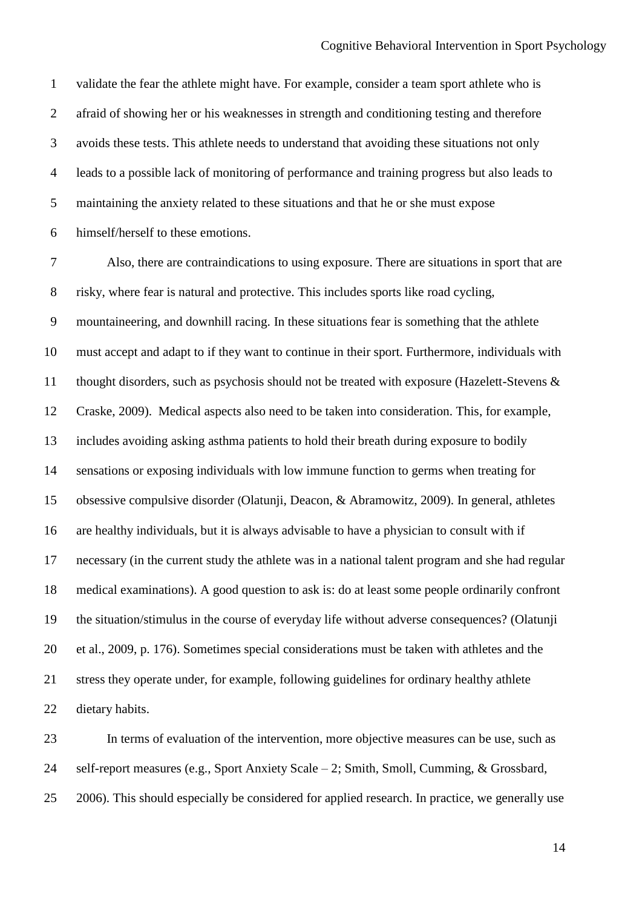validate the fear the athlete might have. For example, consider a team sport athlete who is afraid of showing her or his weaknesses in strength and conditioning testing and therefore avoids these tests. This athlete needs to understand that avoiding these situations not only leads to a possible lack of monitoring of performance and training progress but also leads to maintaining the anxiety related to these situations and that he or she must expose himself/herself to these emotions.

Also, there are contraindications to using exposure. There are situations in sport that are risky, where fear is natural and protective. This includes sports like road cycling, mountaineering, and downhill racing. In these situations fear is something that the athlete must accept and adapt to if they want to continue in their sport. Furthermore, individuals with thought disorders, such as psychosis should not be treated with exposure (Hazelett-Stevens & Craske, 2009). Medical aspects also need to be taken into consideration. This, for example, includes avoiding asking asthma patients to hold their breath during exposure to bodily sensations or exposing individuals with low immune function to germs when treating for obsessive compulsive disorder (Olatunji, Deacon, & Abramowitz, 2009). In general, athletes are healthy individuals, but it is always advisable to have a physician to consult with if necessary (in the current study the athlete was in a national talent program and she had regular medical examinations). A good question to ask is: do at least some people ordinarily confront the situation/stimulus in the course of everyday life without adverse consequences? (Olatunji et al., 2009, p. 176). Sometimes special considerations must be taken with athletes and the stress they operate under, for example, following guidelines for ordinary healthy athlete dietary habits.

In terms of evaluation of the intervention, more objective measures can be use, such as self-report measures (e.g., Sport Anxiety Scale – 2; Smith, Smoll, Cumming, & Grossbard, 2006). This should especially be considered for applied research. In practice, we generally use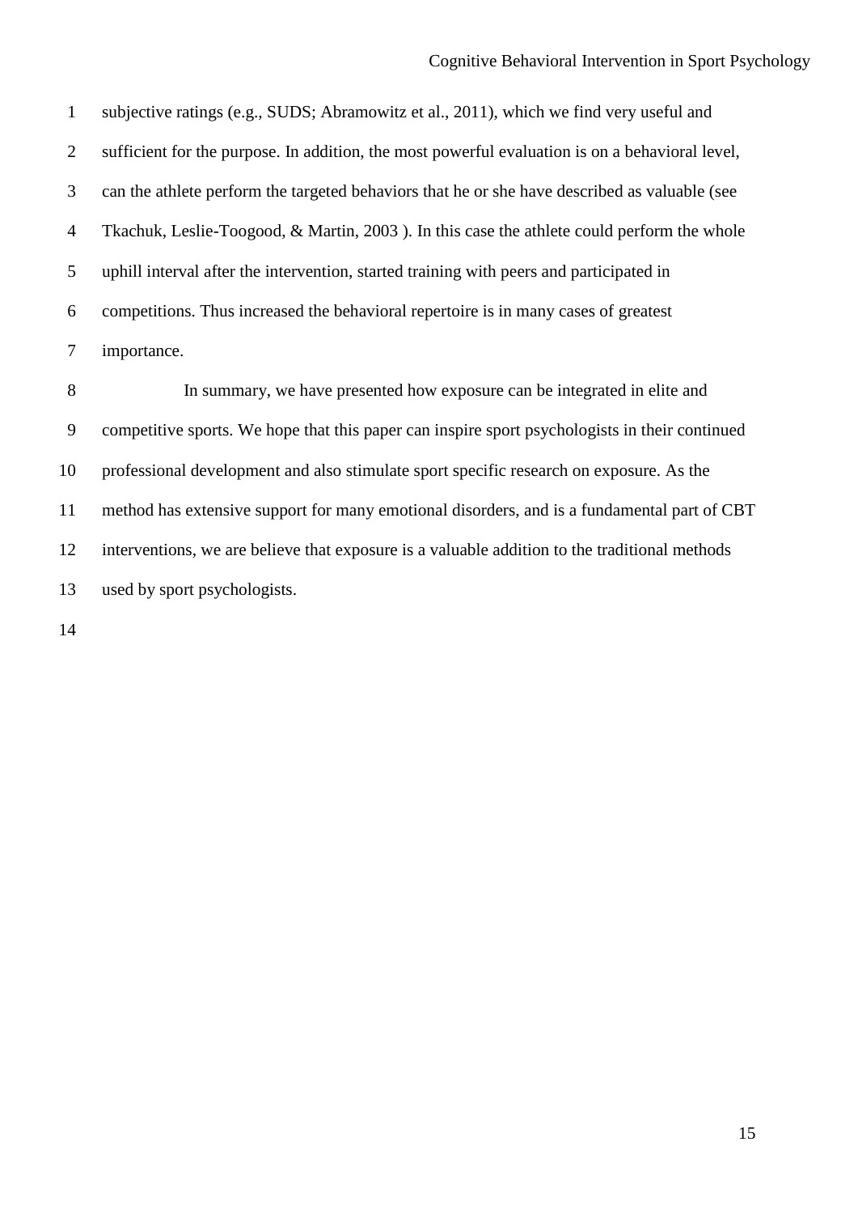subjective ratings (e.g., SUDS; Abramowitz et al., 2011), which we find very useful and sufficient for the purpose. In addition, the most powerful evaluation is on a behavioral level, can the athlete perform the targeted behaviors that he or she have described as valuable (see Tkachuk, Leslie-Toogood, & Martin, 2003 ). In this case the athlete could perform the whole uphill interval after the intervention, started training with peers and participated in competitions. Thus increased the behavioral repertoire is in many cases of greatest importance.

In summary, we have presented how exposure can be integrated in elite and competitive sports. We hope that this paper can inspire sport psychologists in their continued professional development and also stimulate sport specific research on exposure. As the method has extensive support for many emotional disorders, and is a fundamental part of CBT interventions, we are believe that exposure is a valuable addition to the traditional methods used by sport psychologists.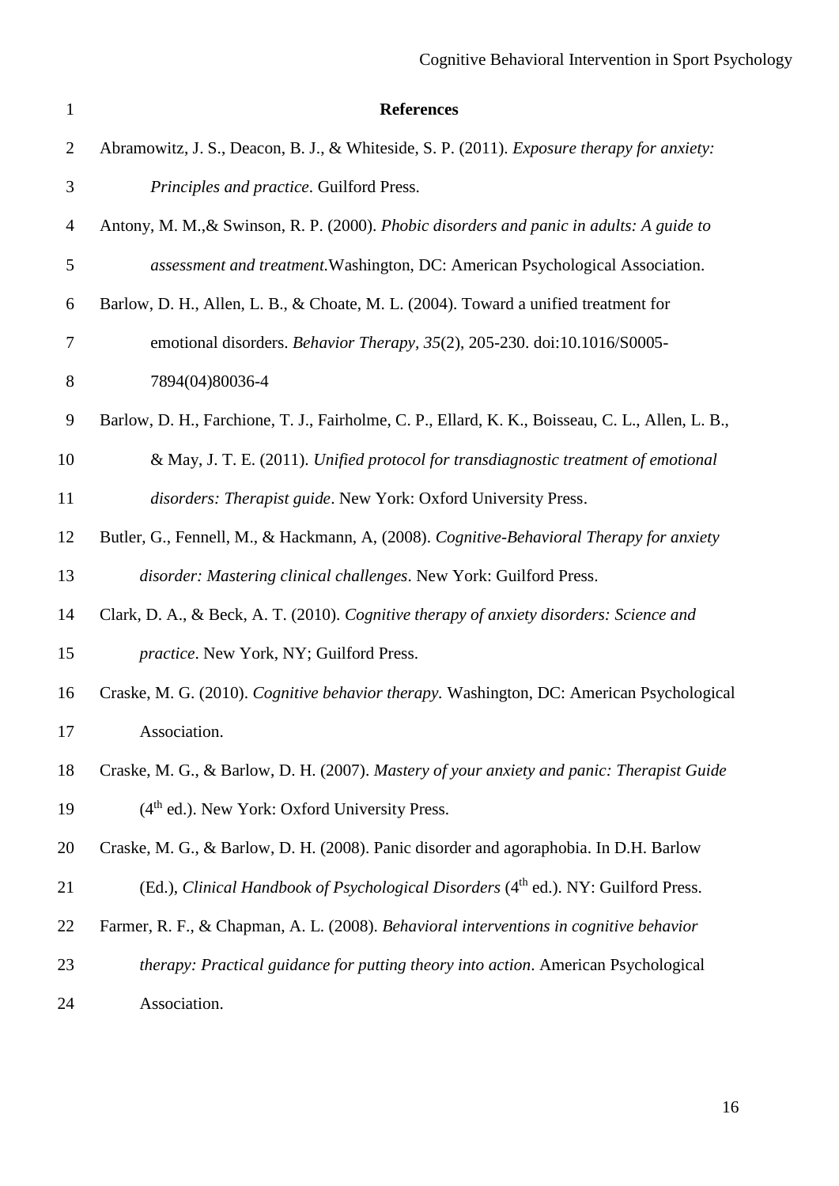# References

Abramowitz, J. S., Deacon, B. J., & Whiteside, S. P. (2011). *Exposure therapy for anxiety: Principles and practice*. Guilford Press.

Antony, M. M.,& Swinson, R. P. (2000). *Phobic disorders and panic in adults: A guide to assessment and treatment.*Washington, DC: American Psychological Association.

Barlow, D. H., Allen, L. B., & Choate, M. L. (2004). Toward a unified treatment for emotional disorders. *Behavior Therapy, 35*(2), 205-230. doi:10.1016/S0005-7894(04)80036-4

Barlow, D. H., Farchione, T. J., Fairholme, C. P., Ellard, K. K., Boisseau, C. L., Allen, L. B., & May, J. T. E. (2011). *Unified protocol for transdiagnostic treatment of emotional disorders: Therapist guide*. New York: Oxford University Press.

Butler, G., Fennell, M., & Hackmann, A, (2008). *Cognitive-Behavioral Therapy for anxiety disorder: Mastering clinical challenges*. New York: Guilford Press.

Clark, D. A., & Beck, A. T. (2010). *Cognitive therapy of anxiety disorders: Science and practice*. New York, NY; Guilford Press.

Craske, M. G. (2010). *Cognitive behavior therapy.* Washington, DC: American Psychological Association.

Craske, M. G., & Barlow, D. H. (2007). *Mastery of your anxiety and panic: Therapist Guide* (4th ed.). New York: Oxford University Press.

Craske, M. G., & Barlow, D. H. (2008). Panic disorder and agoraphobia. In D.H. Barlow (Ed.), *Clinical Handbook of Psychological Disorders* (4th ed.). NY: Guilford Press.

Farmer, R. F., & Chapman, A. L. (2008). *Behavioral interventions in cognitive behavior therapy: Practical guidance for putting theory into action*. American Psychological Association.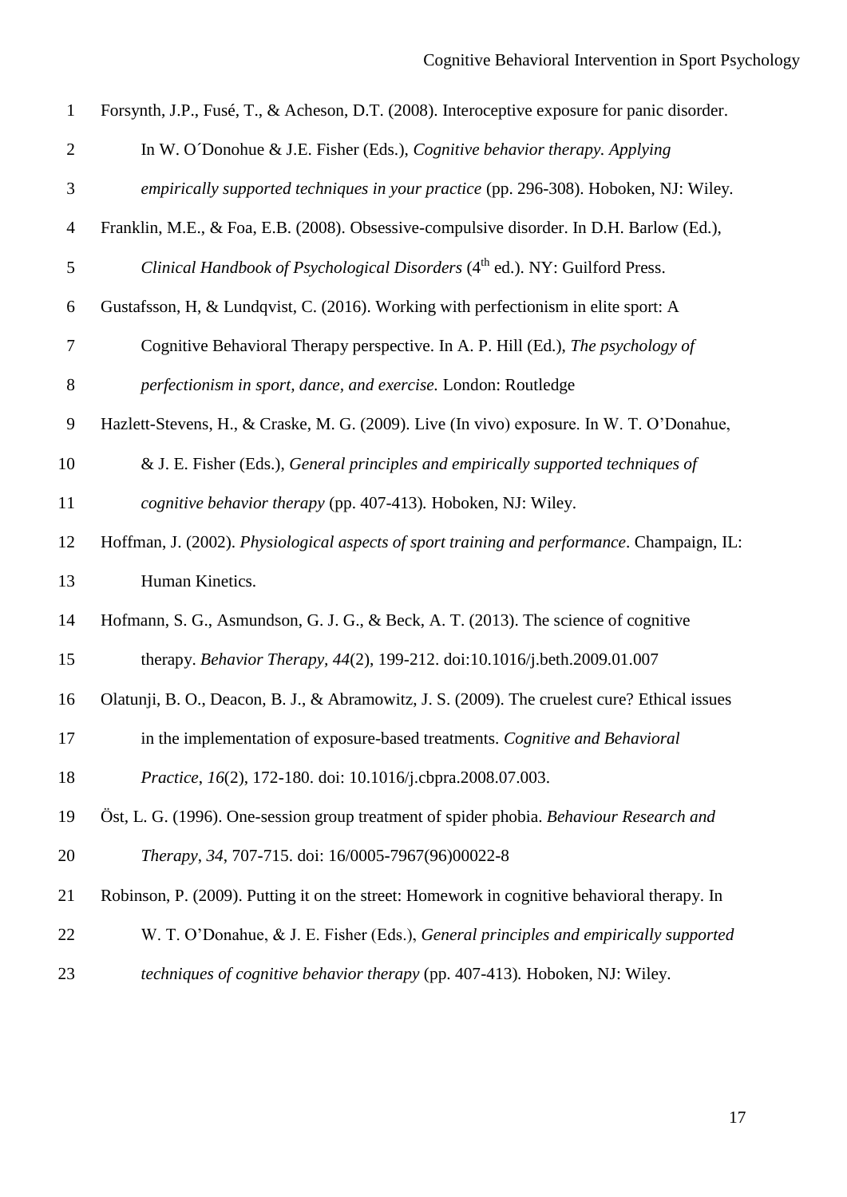Forsynth, J.P., Fusé, T., & Acheson, D.T. (2008). Interoceptive exposure for panic disorder. In W. O´Donohue & J.E. Fisher (Eds.), *Cognitive behavior therapy. Applying empirically supported techniques in your practice* (pp. 296-308). Hoboken, NJ: Wiley.

Franklin, M.E., & Foa, E.B. (2008). Obsessive-compulsive disorder. In D.H. Barlow (Ed.), *Clinical Handbook of Psychological Disorders* (4th ed.). NY: Guilford Press.

Gustafsson, H, & Lundqvist, C. (2016). Working with perfectionism in elite sport: A Cognitive Behavioral Therapy perspective. In A. P. Hill (Ed.), *The psychology of perfectionism in sport, dance, and exercise.* London: Routledge

Hazlett-Stevens, H., & Craske, M. G. (2009). Live (In vivo) exposure. In W. T. O'Donahue, & J. E. Fisher (Eds.), *General principles and empirically supported techniques of cognitive behavior therapy* (pp. 407-413)*.* Hoboken, NJ: Wiley.

Hoffman, J. (2002). *Physiological aspects of sport training and performance*. Champaign, IL: Human Kinetics.

Hofmann, S. G., Asmundson, G. J. G., & Beck, A. T. (2013). The science of cognitive therapy. *Behavior Therapy, 44*(2), 199-212. doi:10.1016/j.beth.2009.01.007

Olatunji, B. O., Deacon, B. J., & Abramowitz, J. S. (2009). The cruelest cure? Ethical issues in the implementation of exposure-based treatments. *Cognitive and Behavioral Practice*, *16*(2), 172-180. doi: 10.1016/j.cbpra.2008.07.003.

Öst, L. G. (1996). One-session group treatment of spider phobia. *Behaviour Research and Therapy*, *34*, 707-715. doi: 16/0005-7967(96)00022-8

Robinson, P. (2009). Putting it on the street: Homework in cognitive behavioral therapy. In W. T. O'Donahue, & J. E. Fisher (Eds.), *General principles and empirically supported techniques of cognitive behavior therapy* (pp. 407-413)*.* Hoboken, NJ: Wiley.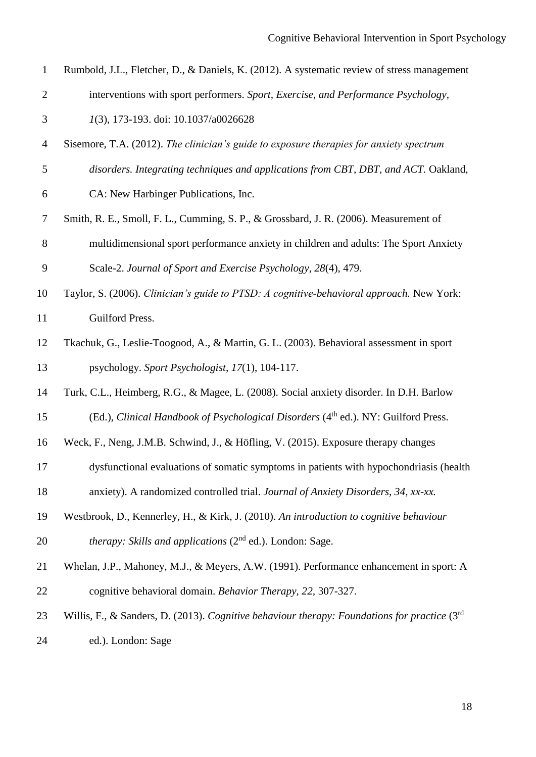Rumbold, J.L., Fletcher, D., & Daniels, K. (2012). A systematic review of stress management interventions with sport performers. *Sport, Exercise, and Performance Psychology, 1*(3), 173-193. doi: 10.1037/a0026628

Sisemore, T.A. (2012). *The clinician's guide to exposure therapies for anxiety spectrum disorders. Integrating techniques and applications from CBT, DBT, and ACT.* Oakland, CA: New Harbinger Publications, Inc.

Smith, R. E., Smoll, F. L., Cumming, S. P., & Grossbard, J. R. (2006). Measurement of multidimensional sport performance anxiety in children and adults: The Sport Anxiety Scale-2. *Journal of Sport and Exercise Psychology*, *28*(4), 479.

Taylor, S. (2006). *Clinician's guide to PTSD: A cognitive-behavioral approach.* New York: Guilford Press.

Tkachuk, G., Leslie-Toogood, A., & Martin, G. L. (2003). Behavioral assessment in sport psychology. *Sport Psychologist*, *17*(1), 104-117.

Turk, C.L., Heimberg, R.G., & Magee, L. (2008). Social anxiety disorder. In D.H. Barlow (Ed.), *Clinical Handbook of Psychological Disorders* (4th ed.). NY: Guilford Press.

Weck, F., Neng, J.M.B. Schwind, J., & Höfling, V. (2015). Exposure therapy changes dysfunctional evaluations of somatic symptoms in patients with hypochondriasis (health anxiety). A randomized controlled trial. *Journal of Anxiety Disorders, 34, xx-xx.*

Westbrook, D., Kennerley, H., & Kirk, J. (2010). *An introduction to cognitive behaviour therapy: Skills and applications* (2nd ed.). London: Sage.

Whelan, J.P., Mahoney, M.J., & Meyers, A.W. (1991). Performance enhancement in sport: A cognitive behavioral domain. *Behavior Therapy*, *22*, 307-327.

Willis, F., & Sanders, D. (2013). *Cognitive behaviour therapy: Foundations for practice* (3rd ed.). London: Sage